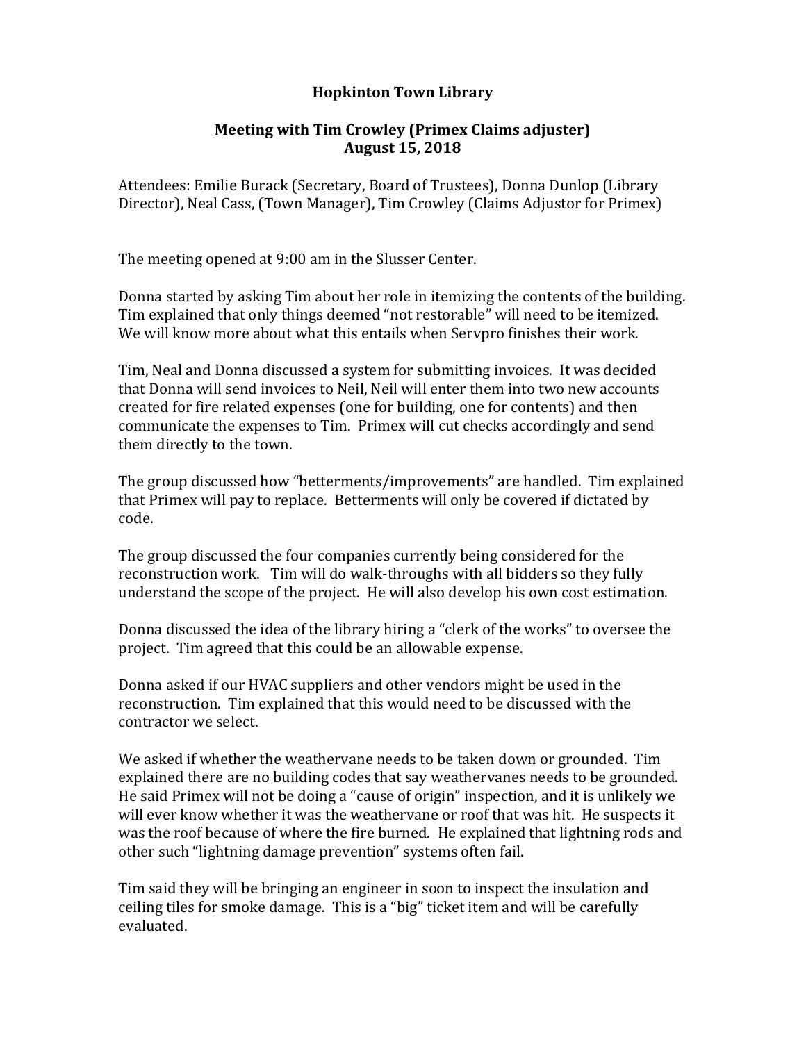# Hopkinton Town Library

## Meeting with Tim Crowley (Primex Claims adjuster)
## August 15, 2018

Attendees: Emilie Burack (Secretary, Board of Trustees), Donna Dunlop (Library Director), Neal Cass, (Town Manager), Tim Crowley (Claims Adjustor for Primex)

The meeting opened at 9:00 am in the Slusser Center.

Donna started by asking Tim about her role in itemizing the contents of the building. Tim explained that only things deemed "not restorable" will need to be itemized. We will know more about what this entails when Servpro finishes their work.

Tim, Neal and Donna discussed a system for submitting invoices. It was decided that Donna will send invoices to Neil, Neil will enter them into two new accounts created for fire related expenses (one for building, one for contents) and then communicate the expenses to Tim. Primex will cut checks accordingly and send them directly to the town.

The group discussed how "betterments/improvements" are handled. Tim explained that Primex will pay to replace. Betterments will only be covered if dictated by code.

The group discussed the four companies currently being considered for the reconstruction work. Tim will do walk-throughs with all bidders so they fully understand the scope of the project. He will also develop his own cost estimation.

Donna discussed the idea of the library hiring a "clerk of the works" to oversee the project. Tim agreed that this could be an allowable expense.

Donna asked if our HVAC suppliers and other vendors might be used in the reconstruction. Tim explained that this would need to be discussed with the contractor we select.

We asked if whether the weathervane needs to be taken down or grounded. Tim explained there are no building codes that say weathervanes needs to be grounded. He said Primex will not be doing a "cause of origin" inspection, and it is unlikely we will ever know whether it was the weathervane or roof that was hit. He suspects it was the roof because of where the fire burned. He explained that lightning rods and other such "lightning damage prevention" systems often fail.

Tim said they will be bringing an engineer in soon to inspect the insulation and ceiling tiles for smoke damage. This is a "big" ticket item and will be carefully evaluated.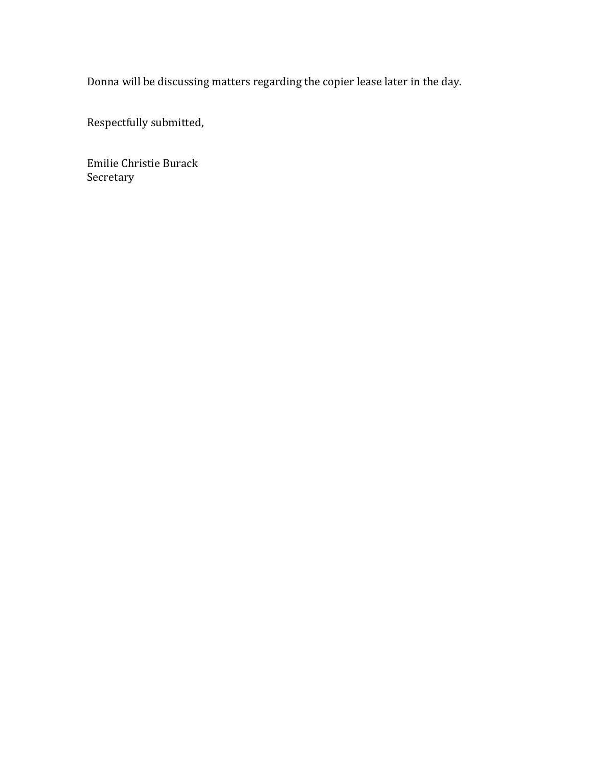Donna will be discussing matters regarding the copier lease later in the day.

Respectfully submitted,

Emilie Christie Burack
Secretary